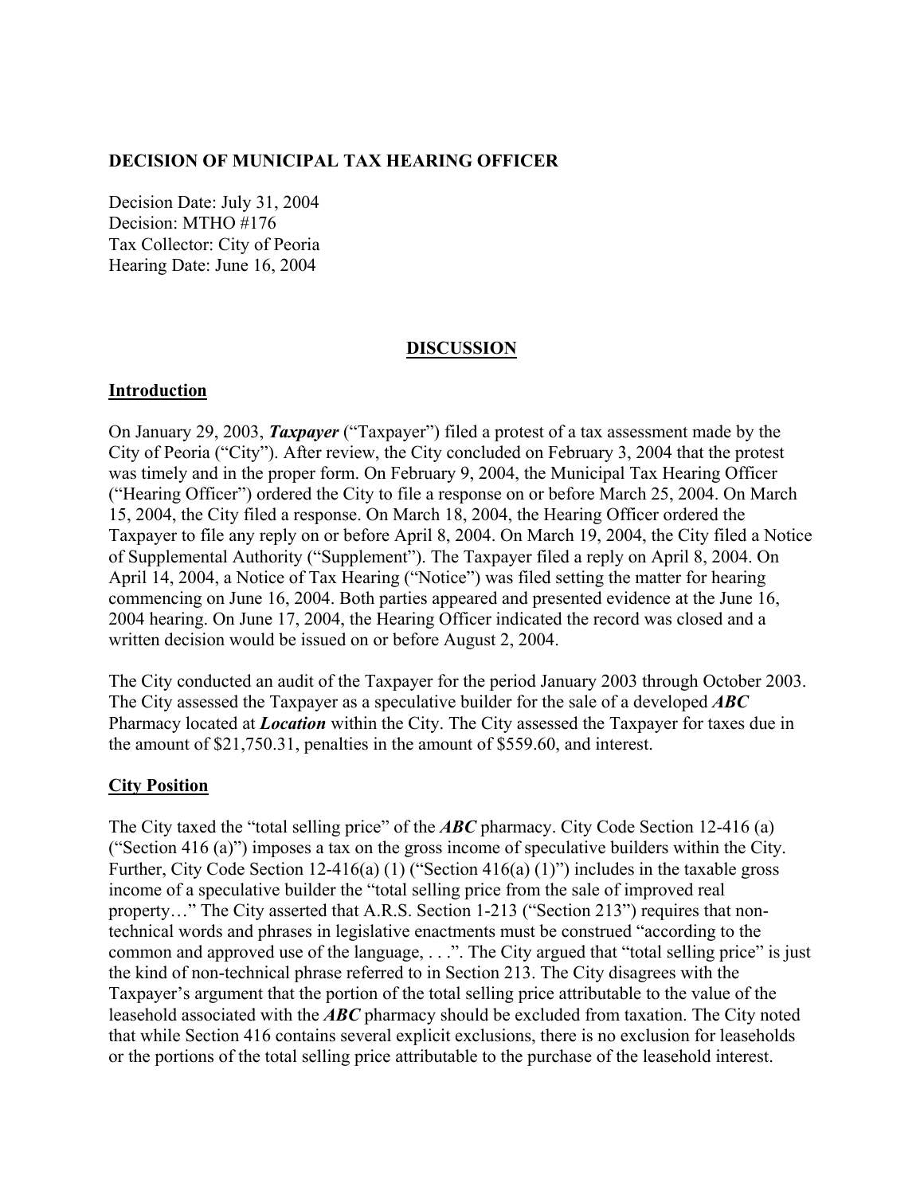**DECISION OF MUNICIPAL TAX HEARING OFFICER**

Decision Date: July 31, 2004
Decision: MTHO #176
Tax Collector: City of Peoria
Hearing Date: June 16, 2004

## DISCUSSION

### Introduction

On January 29, 2003, ***Taxpayer*** ("Taxpayer") filed a protest of a tax assessment made by the City of Peoria ("City"). After review, the City concluded on February 3, 2004 that the protest was timely and in the proper form. On February 9, 2004, the Municipal Tax Hearing Officer ("Hearing Officer") ordered the City to file a response on or before March 25, 2004. On March 15, 2004, the City filed a response. On March 18, 2004, the Hearing Officer ordered the Taxpayer to file any reply on or before April 8, 2004. On March 19, 2004, the City filed a Notice of Supplemental Authority ("Supplement"). The Taxpayer filed a reply on April 8, 2004. On April 14, 2004, a Notice of Tax Hearing ("Notice") was filed setting the matter for hearing commencing on June 16, 2004. Both parties appeared and presented evidence at the June 16, 2004 hearing. On June 17, 2004, the Hearing Officer indicated the record was closed and a written decision would be issued on or before August 2, 2004.

The City conducted an audit of the Taxpayer for the period January 2003 through October 2003. The City assessed the Taxpayer as a speculative builder for the sale of a developed ***ABC*** Pharmacy located at ***Location*** within the City. The City assessed the Taxpayer for taxes due in the amount of $21,750.31, penalties in the amount of $559.60, and interest.

### City Position

The City taxed the "total selling price" of the ***ABC*** pharmacy. City Code Section 12-416 (a) ("Section 416 (a)") imposes a tax on the gross income of speculative builders within the City. Further, City Code Section 12-416(a) (1) ("Section 416(a) (1)") includes in the taxable gross income of a speculative builder the "total selling price from the sale of improved real property…" The City asserted that A.R.S. Section 1-213 ("Section 213") requires that non-technical words and phrases in legislative enactments must be construed "according to the common and approved use of the language, . . .". The City argued that "total selling price" is just the kind of non-technical phrase referred to in Section 213. The City disagrees with the Taxpayer's argument that the portion of the total selling price attributable to the value of the leasehold associated with the ***ABC*** pharmacy should be excluded from taxation. The City noted that while Section 416 contains several explicit exclusions, there is no exclusion for leaseholds or the portions of the total selling price attributable to the purchase of the leasehold interest.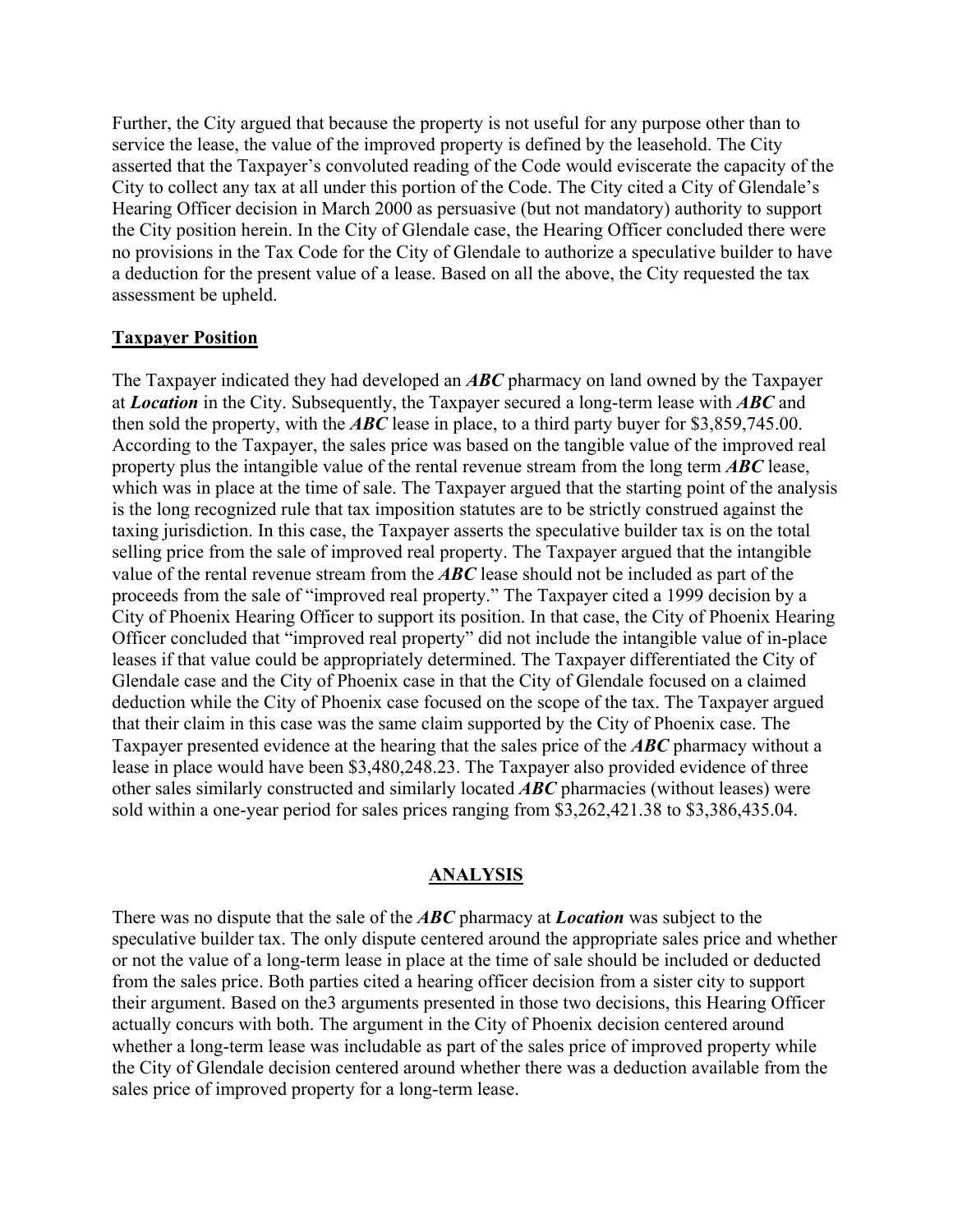Further, the City argued that because the property is not useful for any purpose other than to service the lease, the value of the improved property is defined by the leasehold. The City asserted that the Taxpayer's convoluted reading of the Code would eviscerate the capacity of the City to collect any tax at all under this portion of the Code. The City cited a City of Glendale's Hearing Officer decision in March 2000 as persuasive (but not mandatory) authority to support the City position herein. In the City of Glendale case, the Hearing Officer concluded there were no provisions in the Tax Code for the City of Glendale to authorize a speculative builder to have a deduction for the present value of a lease. Based on all the above, the City requested the tax assessment be upheld.

**Taxpayer Position**

The Taxpayer indicated they had developed an ***ABC*** pharmacy on land owned by the Taxpayer at ***Location*** in the City. Subsequently, the Taxpayer secured a long-term lease with ***ABC*** and then sold the property, with the ***ABC*** lease in place, to a third party buyer for $3,859,745.00. According to the Taxpayer, the sales price was based on the tangible value of the improved real property plus the intangible value of the rental revenue stream from the long term ***ABC*** lease, which was in place at the time of sale. The Taxpayer argued that the starting point of the analysis is the long recognized rule that tax imposition statutes are to be strictly construed against the taxing jurisdiction. In this case, the Taxpayer asserts the speculative builder tax is on the total selling price from the sale of improved real property. The Taxpayer argued that the intangible value of the rental revenue stream from the ***ABC*** lease should not be included as part of the proceeds from the sale of "improved real property." The Taxpayer cited a 1999 decision by a City of Phoenix Hearing Officer to support its position. In that case, the City of Phoenix Hearing Officer concluded that "improved real property" did not include the intangible value of in-place leases if that value could be appropriately determined. The Taxpayer differentiated the City of Glendale case and the City of Phoenix case in that the City of Glendale focused on a claimed deduction while the City of Phoenix case focused on the scope of the tax. The Taxpayer argued that their claim in this case was the same claim supported by the City of Phoenix case. The Taxpayer presented evidence at the hearing that the sales price of the ***ABC*** pharmacy without a lease in place would have been $3,480,248.23. The Taxpayer also provided evidence of three other sales similarly constructed and similarly located ***ABC*** pharmacies (without leases) were sold within a one-year period for sales prices ranging from $3,262,421.38 to $3,386,435.04.

**ANALYSIS**

There was no dispute that the sale of the ***ABC*** pharmacy at ***Location*** was subject to the speculative builder tax. The only dispute centered around the appropriate sales price and whether or not the value of a long-term lease in place at the time of sale should be included or deducted from the sales price. Both parties cited a hearing officer decision from a sister city to support their argument. Based on the3 arguments presented in those two decisions, this Hearing Officer actually concurs with both. The argument in the City of Phoenix decision centered around whether a long-term lease was includable as part of the sales price of improved property while the City of Glendale decision centered around whether there was a deduction available from the sales price of improved property for a long-term lease.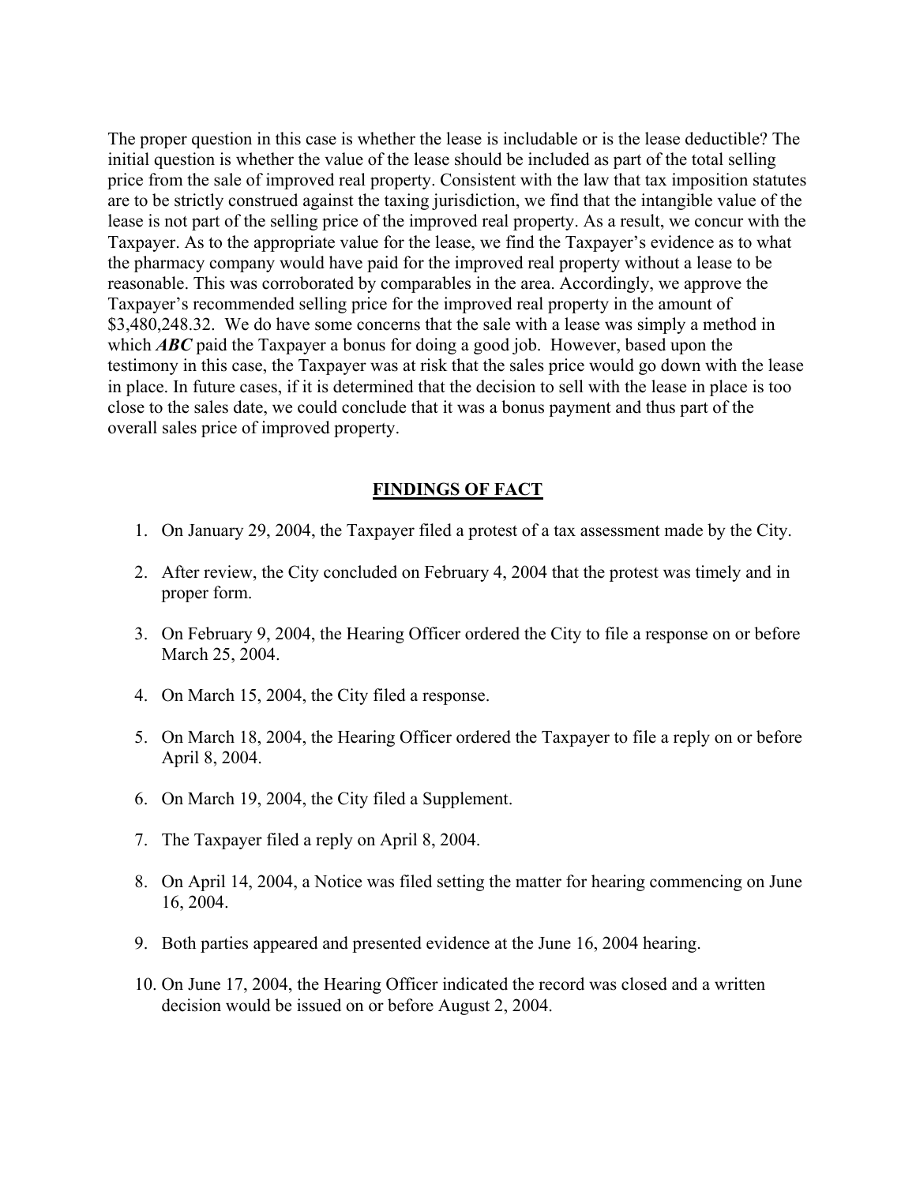The proper question in this case is whether the lease is includable or is the lease deductible? The initial question is whether the value of the lease should be included as part of the total selling price from the sale of improved real property. Consistent with the law that tax imposition statutes are to be strictly construed against the taxing jurisdiction, we find that the intangible value of the lease is not part of the selling price of the improved real property. As a result, we concur with the Taxpayer. As to the appropriate value for the lease, we find the Taxpayer's evidence as to what the pharmacy company would have paid for the improved real property without a lease to be reasonable. This was corroborated by comparables in the area. Accordingly, we approve the Taxpayer's recommended selling price for the improved real property in the amount of $3,480,248.32. We do have some concerns that the sale with a lease was simply a method in which ***ABC*** paid the Taxpayer a bonus for doing a good job. However, based upon the testimony in this case, the Taxpayer was at risk that the sales price would go down with the lease in place. In future cases, if it is determined that the decision to sell with the lease in place is too close to the sales date, we could conclude that it was a bonus payment and thus part of the overall sales price of improved property.

## FINDINGS OF FACT

1. On January 29, 2004, the Taxpayer filed a protest of a tax assessment made by the City.
2. After review, the City concluded on February 4, 2004 that the protest was timely and in proper form.
3. On February 9, 2004, the Hearing Officer ordered the City to file a response on or before March 25, 2004.
4. On March 15, 2004, the City filed a response.
5. On March 18, 2004, the Hearing Officer ordered the Taxpayer to file a reply on or before April 8, 2004.
6. On March 19, 2004, the City filed a Supplement.
7. The Taxpayer filed a reply on April 8, 2004.
8. On April 14, 2004, a Notice was filed setting the matter for hearing commencing on June 16, 2004.
9. Both parties appeared and presented evidence at the June 16, 2004 hearing.
10. On June 17, 2004, the Hearing Officer indicated the record was closed and a written decision would be issued on or before August 2, 2004.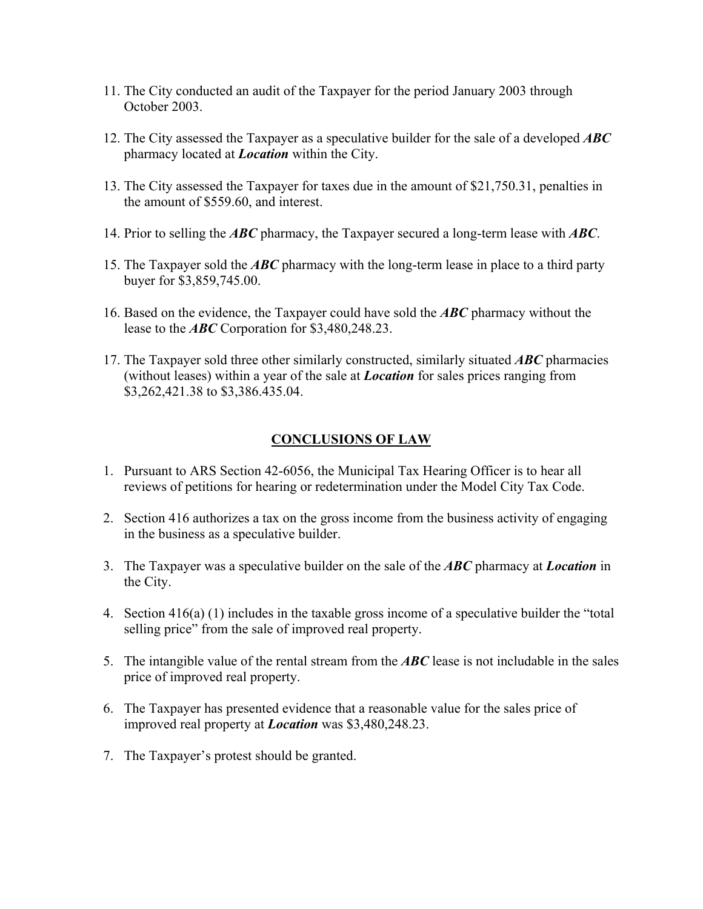11. The City conducted an audit of the Taxpayer for the period January 2003 through October 2003.

12. The City assessed the Taxpayer as a speculative builder for the sale of a developed ***ABC*** pharmacy located at ***Location*** within the City.

13. The City assessed the Taxpayer for taxes due in the amount of $21,750.31, penalties in the amount of $559.60, and interest.

14. Prior to selling the ***ABC*** pharmacy, the Taxpayer secured a long-term lease with ***ABC***.

15. The Taxpayer sold the ***ABC*** pharmacy with the long-term lease in place to a third party buyer for $3,859,745.00.

16. Based on the evidence, the Taxpayer could have sold the ***ABC*** pharmacy without the lease to the ***ABC*** Corporation for $3,480,248.23.

17. The Taxpayer sold three other similarly constructed, similarly situated ***ABC*** pharmacies (without leases) within a year of the sale at ***Location*** for sales prices ranging from $3,262,421.38 to $3,386.435.04.

## CONCLUSIONS OF LAW

1. Pursuant to ARS Section 42-6056, the Municipal Tax Hearing Officer is to hear all reviews of petitions for hearing or redetermination under the Model City Tax Code.

2. Section 416 authorizes a tax on the gross income from the business activity of engaging in the business as a speculative builder.

3. The Taxpayer was a speculative builder on the sale of the ***ABC*** pharmacy at ***Location*** in the City.

4. Section 416(a) (1) includes in the taxable gross income of a speculative builder the "total selling price" from the sale of improved real property.

5. The intangible value of the rental stream from the ***ABC*** lease is not includable in the sales price of improved real property.

6. The Taxpayer has presented evidence that a reasonable value for the sales price of improved real property at ***Location*** was $3,480,248.23.

7. The Taxpayer's protest should be granted.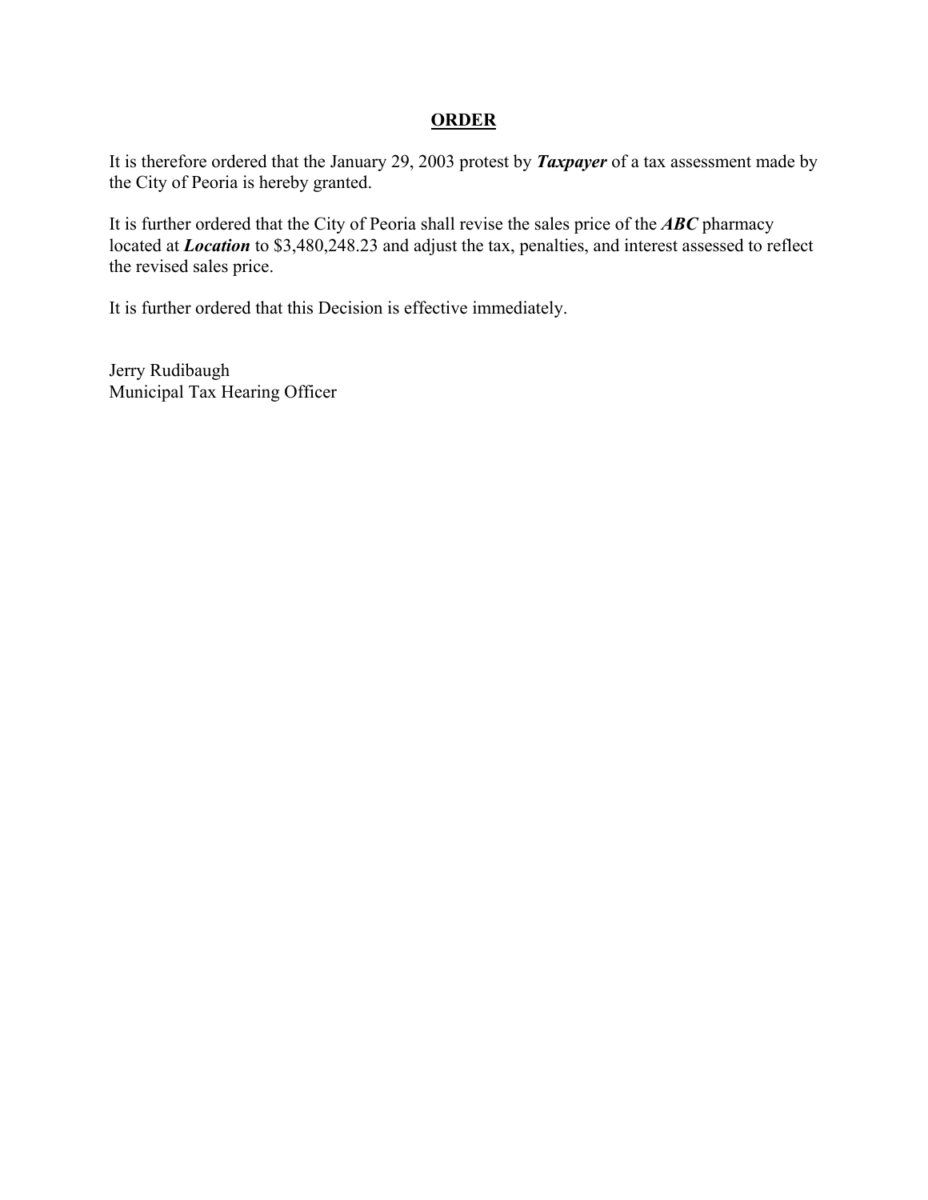## ORDER

It is therefore ordered that the January 29, 2003 protest by ***Taxpayer*** of a tax assessment made by the City of Peoria is hereby granted.

It is further ordered that the City of Peoria shall revise the sales price of the ***ABC*** pharmacy located at ***Location*** to $3,480,248.23 and adjust the tax, penalties, and interest assessed to reflect the revised sales price.

It is further ordered that this Decision is effective immediately.

Jerry Rudibaugh
Municipal Tax Hearing Officer